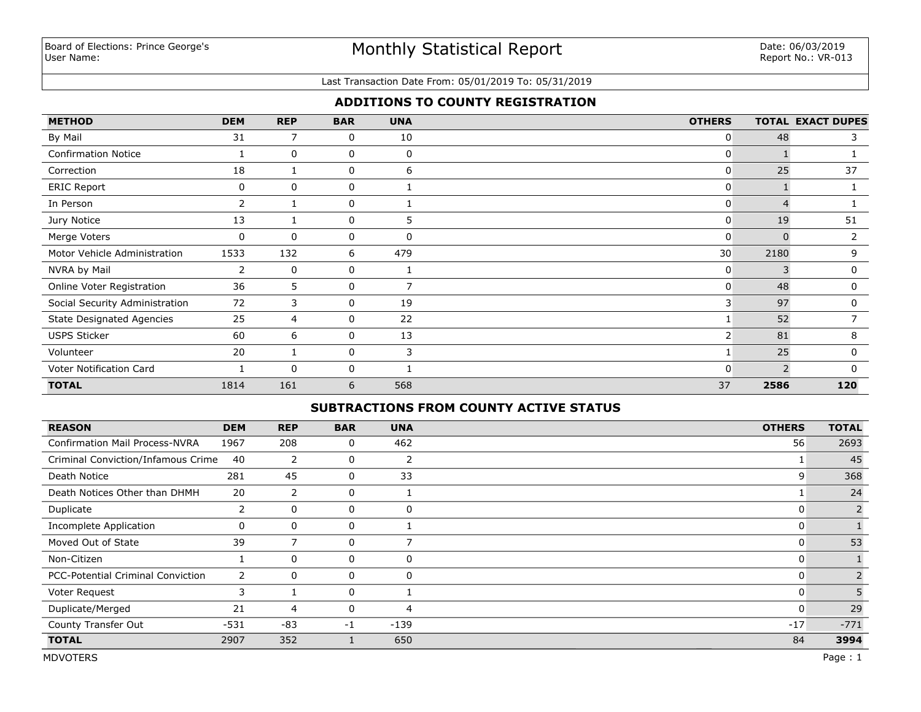Board of Elections: Prince George's
User Name:

# Monthly Statistical Report

Date: 06/03/2019
Report No.: VR-013

Last Transaction Date From: 05/01/2019 To: 05/31/2019

## ADDITIONS TO COUNTY REGISTRATION

| METHOD | DEM | REP | BAR | UNA | OTHERS | TOTAL | EXACT DUPES |
|---|---|---|---|---|---|---|---|
| By Mail | 31 | 7 | 0 | 10 | 0 | 48 | 3 |
| Confirmation Notice | 1 | 0 | 0 | 0 | 0 | 1 | 1 |
| Correction | 18 | 1 | 0 | 6 | 0 | 25 | 37 |
| ERIC Report | 0 | 0 | 0 | 1 | 0 | 1 | 1 |
| In Person | 2 | 1 | 0 | 1 | 0 | 4 | 1 |
| Jury Notice | 13 | 1 | 0 | 5 | 0 | 19 | 51 |
| Merge Voters | 0 | 0 | 0 | 0 | 0 | 0 | 2 |
| Motor Vehicle Administration | 1533 | 132 | 6 | 479 | 30 | 2180 | 9 |
| NVRA by Mail | 2 | 0 | 0 | 1 | 0 | 3 | 0 |
| Online Voter Registration | 36 | 5 | 0 | 7 | 0 | 48 | 0 |
| Social Security Administration | 72 | 3 | 0 | 19 | 3 | 97 | 0 |
| State Designated Agencies | 25 | 4 | 0 | 22 | 1 | 52 | 7 |
| USPS Sticker | 60 | 6 | 0 | 13 | 2 | 81 | 8 |
| Volunteer | 20 | 1 | 0 | 3 | 1 | 25 | 0 |
| Voter Notification Card | 1 | 0 | 0 | 1 | 0 | 2 | 0 |
| **TOTAL** | 1814 | 161 | 6 | 568 | 37 | **2586** | **120** |

## SUBTRACTIONS FROM COUNTY ACTIVE STATUS

| REASON | DEM | REP | BAR | UNA | OTHERS | TOTAL |
|---|---|---|---|---|---|---|
| Confirmation Mail Process-NVRA | 1967 | 208 | 0 | 462 | 56 | 2693 |
| Criminal Conviction/Infamous Crime | 40 | 2 | 0 | 2 | 1 | 45 |
| Death Notice | 281 | 45 | 0 | 33 | 9 | 368 |
| Death Notices Other than DHMH | 20 | 2 | 0 | 1 | 1 | 24 |
| Duplicate | 2 | 0 | 0 | 0 | 0 | 2 |
| Incomplete Application | 0 | 0 | 0 | 1 | 0 | 1 |
| Moved Out of State | 39 | 7 | 0 | 7 | 0 | 53 |
| Non-Citizen | 1 | 0 | 0 | 0 | 0 | 1 |
| PCC-Potential Criminal Conviction | 2 | 0 | 0 | 0 | 0 | 2 |
| Voter Request | 3 | 1 | 0 | 1 | 0 | 5 |
| Duplicate/Merged | 21 | 4 | 0 | 4 | 0 | 29 |
| County Transfer Out | -531 | -83 | -1 | -139 | -17 | -771 |
| **TOTAL** | 2907 | 352 | 1 | 650 | 84 | **3994** |

MDVOTERS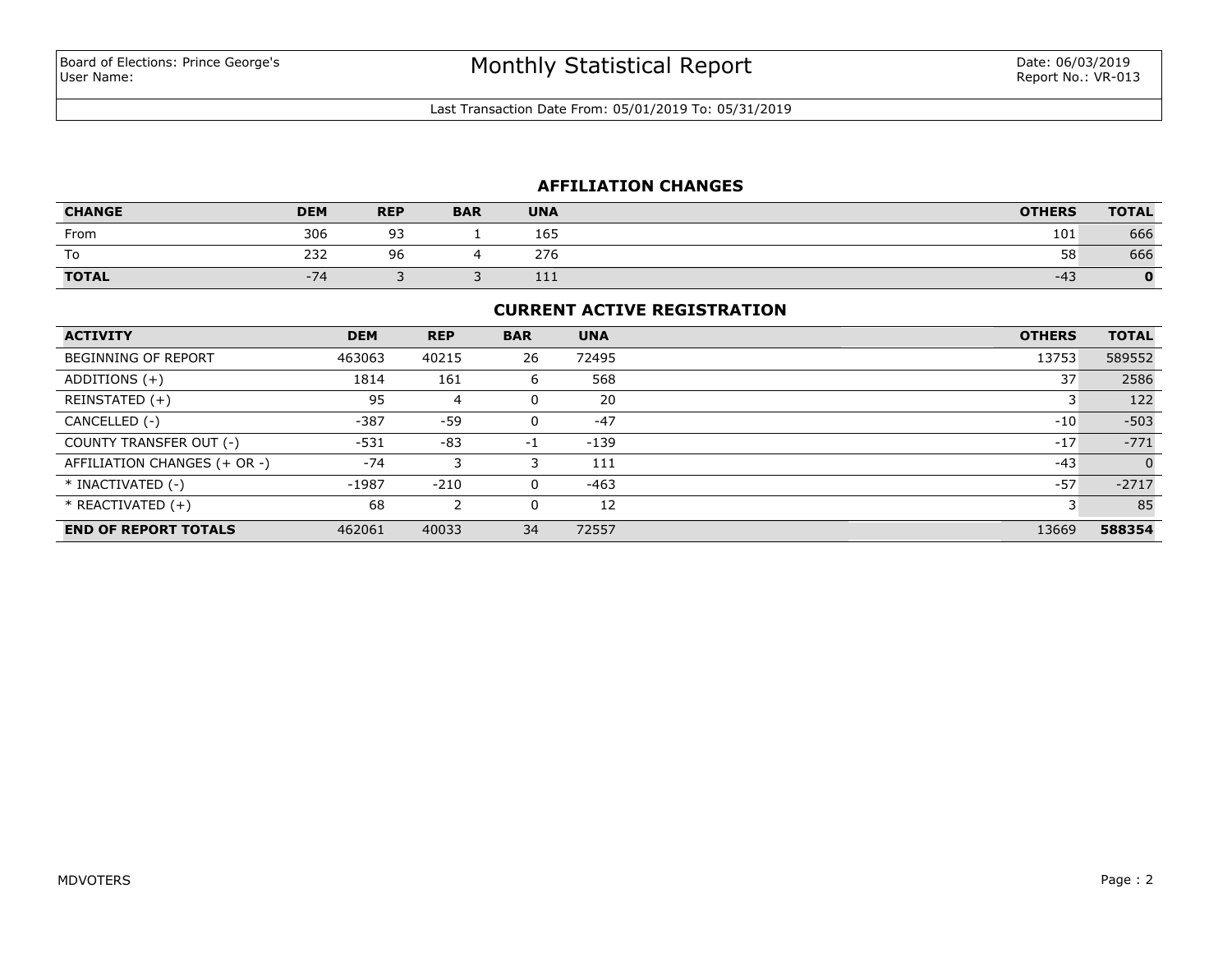Board of Elections: Prince George's
User Name:

# Monthly Statistical Report

Date: 06/03/2019
Report No.: VR-013

Last Transaction Date From: 05/01/2019 To: 05/31/2019

## AFFILIATION CHANGES

| CHANGE | DEM | REP | BAR | UNA | OTHERS | TOTAL |
|---|---|---|---|---|---|---|
| From | 306 | 93 | 1 | 165 | 101 | 666 |
| To | 232 | 96 | 4 | 276 | 58 | 666 |
| **TOTAL** | -74 | 3 | 3 | 111 | -43 | **0** |

## CURRENT ACTIVE REGISTRATION

| ACTIVITY | DEM | REP | BAR | UNA | OTHERS | TOTAL |
|---|---|---|---|---|---|---|
| BEGINNING OF REPORT | 463063 | 40215 | 26 | 72495 | 13753 | 589552 |
| ADDITIONS (+) | 1814 | 161 | 6 | 568 | 37 | 2586 |
| REINSTATED (+) | 95 | 4 | 0 | 20 | 3 | 122 |
| CANCELLED (-) | -387 | -59 | 0 | -47 | -10 | -503 |
| COUNTY TRANSFER OUT (-) | -531 | -83 | -1 | -139 | -17 | -771 |
| AFFILIATION CHANGES (+ OR -) | -74 | 3 | 3 | 111 | -43 | 0 |
| * INACTIVATED (-) | -1987 | -210 | 0 | -463 | -57 | -2717 |
| * REACTIVATED (+) | 68 | 2 | 0 | 12 | 3 | 85 |
| **END OF REPORT TOTALS** | 462061 | 40033 | 34 | 72557 | 13669 | **588354** |

MDVOTERS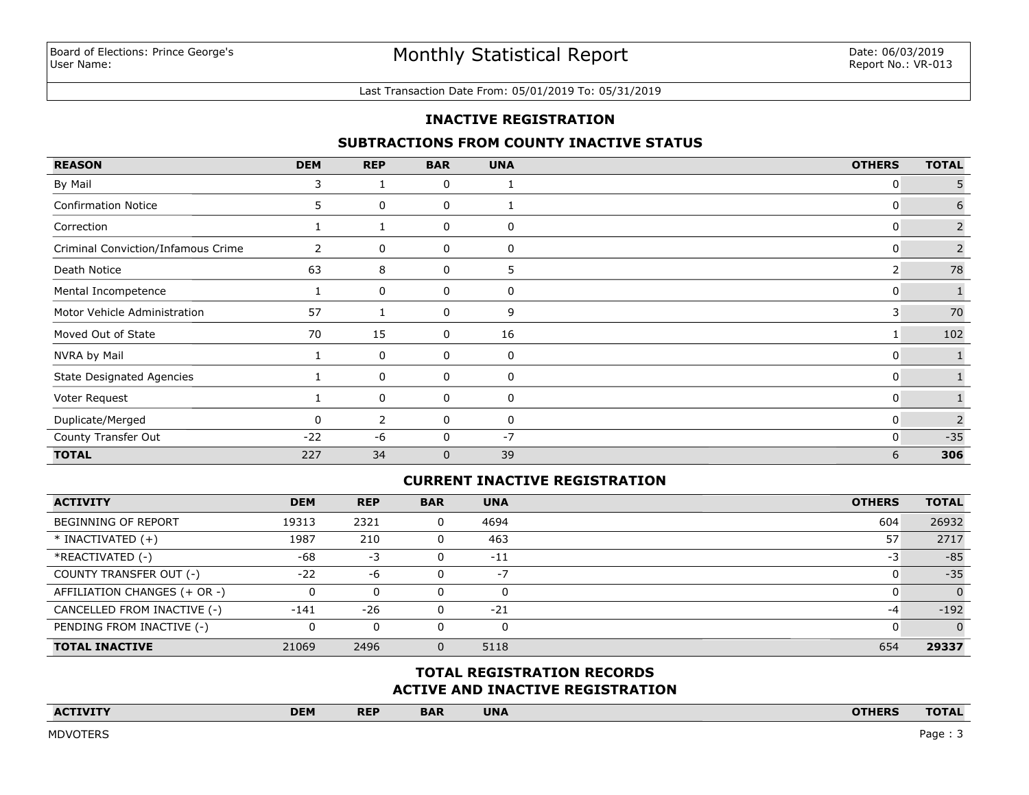Board of Elections: Prince George's
User Name:

# Monthly Statistical Report

Date: 06/03/2019
Report No.: VR-013

Last Transaction Date From: 05/01/2019 To: 05/31/2019

## INACTIVE REGISTRATION

### SUBTRACTIONS FROM COUNTY INACTIVE STATUS

| REASON | DEM | REP | BAR | UNA | OTHERS | TOTAL |
|---|---|---|---|---|---|---|
| By Mail | 3 | 1 | 0 | 1 | 0 | 5 |
| Confirmation Notice | 5 | 0 | 0 | 1 | 0 | 6 |
| Correction | 1 | 1 | 0 | 0 | 0 | 2 |
| Criminal Conviction/Infamous Crime | 2 | 0 | 0 | 0 | 0 | 2 |
| Death Notice | 63 | 8 | 0 | 5 | 2 | 78 |
| Mental Incompetence | 1 | 0 | 0 | 0 | 0 | 1 |
| Motor Vehicle Administration | 57 | 1 | 0 | 9 | 3 | 70 |
| Moved Out of State | 70 | 15 | 0 | 16 | 1 | 102 |
| NVRA by Mail | 1 | 0 | 0 | 0 | 0 | 1 |
| State Designated Agencies | 1 | 0 | 0 | 0 | 0 | 1 |
| Voter Request | 1 | 0 | 0 | 0 | 0 | 1 |
| Duplicate/Merged | 0 | 2 | 0 | 0 | 0 | 2 |
| County Transfer Out | -22 | -6 | 0 | -7 | 0 | -35 |
| **TOTAL** | 227 | 34 | 0 | 39 | 6 | **306** |

### CURRENT INACTIVE REGISTRATION

| ACTIVITY | DEM | REP | BAR | UNA | OTHERS | TOTAL |
|---|---|---|---|---|---|---|
| BEGINNING OF REPORT | 19313 | 2321 | 0 | 4694 | 604 | 26932 |
| * INACTIVATED (+) | 1987 | 210 | 0 | 463 | 57 | 2717 |
| *REACTIVATED (-) | -68 | -3 | 0 | -11 | -3 | -85 |
| COUNTY TRANSFER OUT (-) | -22 | -6 | 0 | -7 | 0 | -35 |
| AFFILIATION CHANGES (+ OR -) | 0 | 0 | 0 | 0 | 0 | 0 |
| CANCELLED FROM INACTIVE (-) | -141 | -26 | 0 | -21 | -4 | -192 |
| PENDING FROM INACTIVE (-) | 0 | 0 | 0 | 0 | 0 | 0 |
| **TOTAL INACTIVE** | 21069 | 2496 | 0 | 5118 | 654 | **29337** |

### TOTAL REGISTRATION RECORDS
### ACTIVE AND INACTIVE REGISTRATION

| ACTIVITY | DEM | REP | BAR | UNA | OTHERS | TOTAL |
|---|---|---|---|---|---|---|

MDVOTERS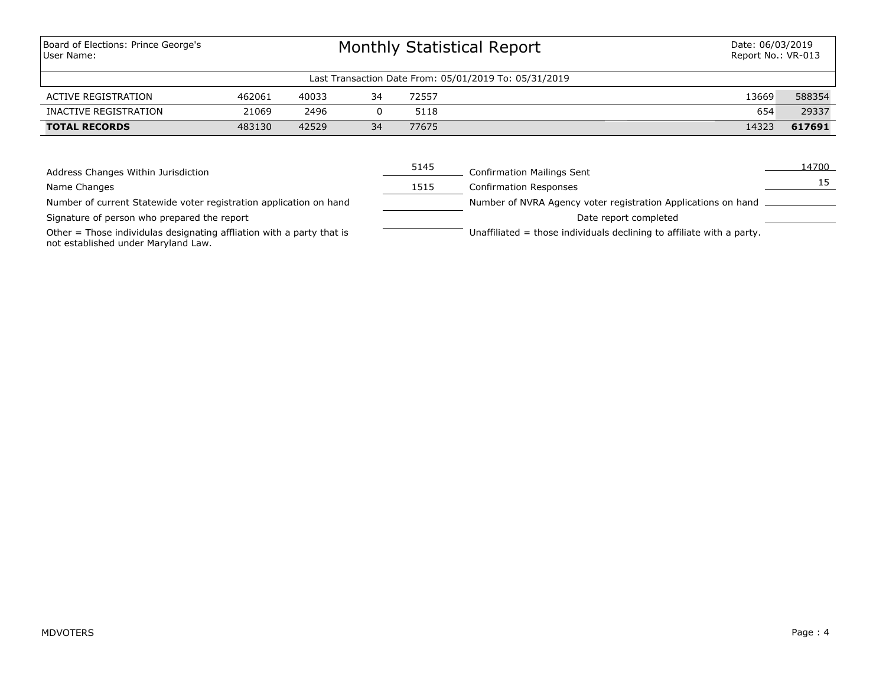Board of Elections: Prince George's
User Name:

# Monthly Statistical Report

Date: 06/03/2019
Report No.: VR-013

Last Transaction Date From: 05/01/2019 To: 05/31/2019

| | | | | | | |
|---|---|---|---|---|---|---|
| ACTIVE REGISTRATION | 462061 | 40033 | 34 | 72557 | 13669 | 588354 |
| INACTIVE REGISTRATION | 21069 | 2496 | 0 | 5118 | 654 | 29337 |
| **TOTAL RECORDS** | 483130 | 42529 | 34 | 77675 | 14323 | **617691** |

| | | | |
|---|---|---|---|
| Address Changes Within Jurisdiction | 5145 | Confirmation Mailings Sent | 14700 |
| Name Changes | 1515 | Confirmation Responses | 15 |
| Number of current Statewide voter registration application on hand | | Number of NVRA Agency voter registration Applications on hand | |
| Signature of person who prepared the report | | Date report completed | |

Other = Those individulas designating affliation with a party that is not established under Maryland Law.

Unaffiliated = those individuals declining to affiliate with a party.

MDVOTERS